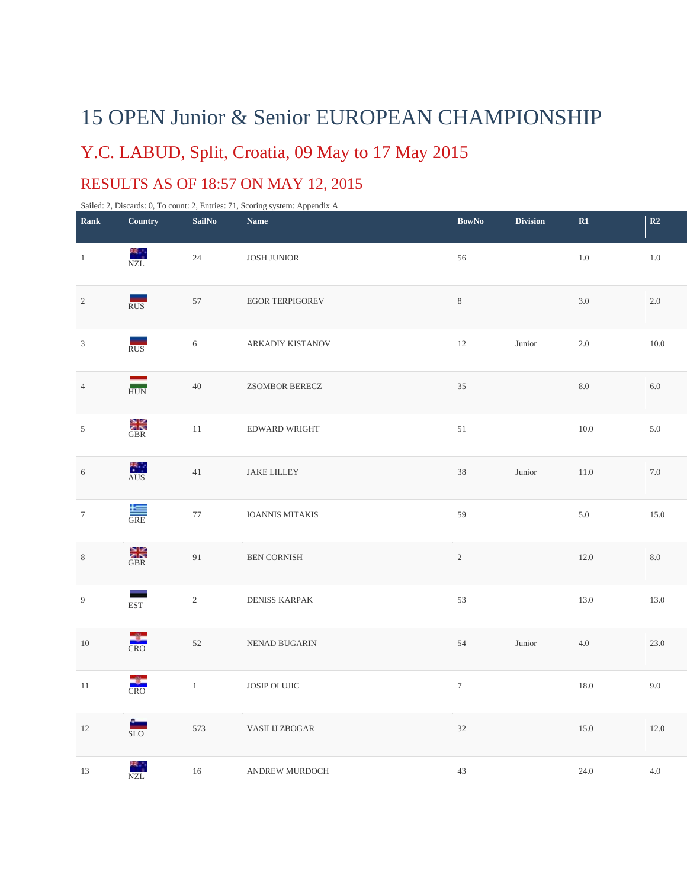# 15 OPEN Junior & Senior EUROPEAN CHAMPIONSHIP

## Y.C. LABUD, Split, Croatia, 09 May to 17 May 2015

## RESULTS AS OF 18:57 ON MAY 12, 2015

Sailed: 2, Discards: 0, To count: 2, Entries: 71, Scoring system: Appendix A

| Rank | Country | SailNo | Name | BowNo | Division | R1 | R2 |
|---|---|---|---|---|---|---|---|
| 1 | NZL | 24 | JOSH JUNIOR | 56 | | 1.0 | 1.0 |
| 2 | RUS | 57 | EGOR TERPIGOREV | 8 | | 3.0 | 2.0 |
| 3 | RUS | 6 | ARKADIY KISTANOV | 12 | Junior | 2.0 | 10.0 |
| 4 | HUN | 40 | ZSOMBOR BERECZ | 35 | | 8.0 | 6.0 |
| 5 | GBR | 11 | EDWARD WRIGHT | 51 | | 10.0 | 5.0 |
| 6 | AUS | 41 | JAKE LILLEY | 38 | Junior | 11.0 | 7.0 |
| 7 | GRE | 77 | IOANNIS MITAKIS | 59 | | 5.0 | 15.0 |
| 8 | GBR | 91 | BEN CORNISH | 2 | | 12.0 | 8.0 |
| 9 | EST | 2 | DENISS KARPAK | 53 | | 13.0 | 13.0 |
| 10 | CRO | 52 | NENAD BUGARIN | 54 | Junior | 4.0 | 23.0 |
| 11 | CRO | 1 | JOSIP OLUJIC | 7 | | 18.0 | 9.0 |
| 12 | SLO | 573 | VASILIJ ZBOGAR | 32 | | 15.0 | 12.0 |
| 13 | NZL | 16 | ANDREW MURDOCH | 43 | | 24.0 | 4.0 |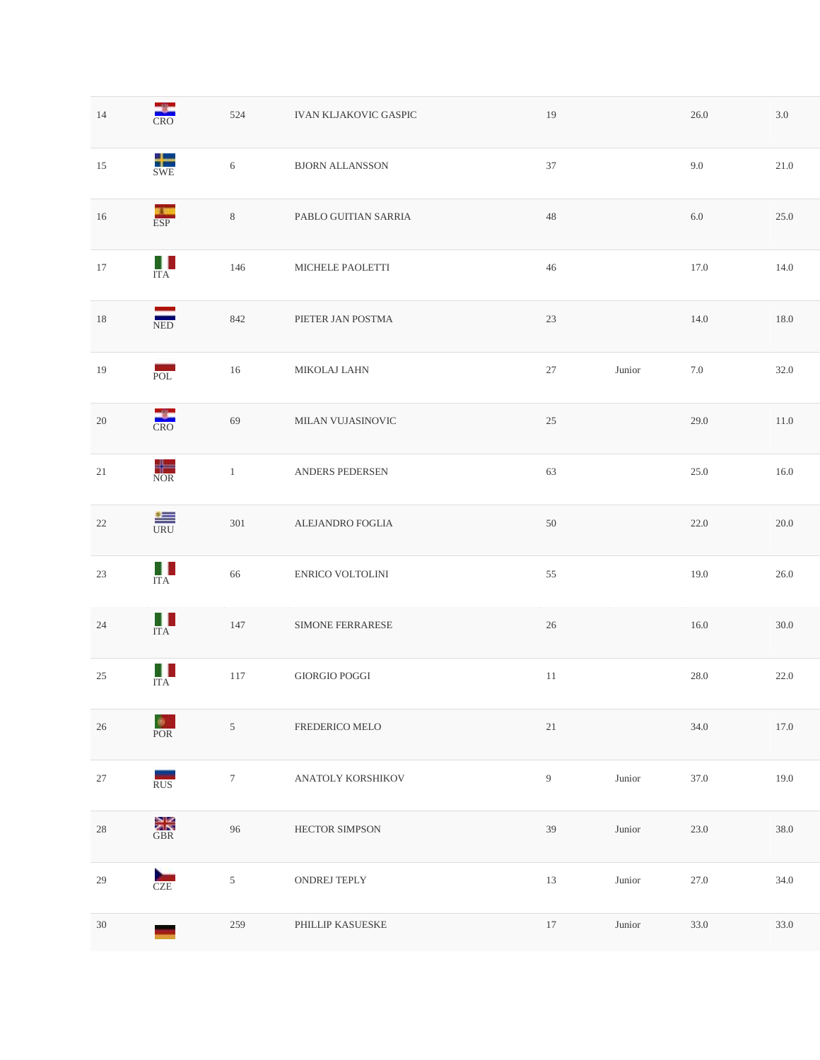| | | | | | | | |
|---|---|---|---|---|---|---|---|
| 14 | CRO | 524 | IVAN KLJAKOVIC GASPIC | 19 | | 26.0 | 3.0 |
| 15 | SWE | 6 | BJORN ALLANSSON | 37 | | 9.0 | 21.0 |
| 16 | ESP | 8 | PABLO GUITIAN SARRIA | 48 | | 6.0 | 25.0 |
| 17 | ITA | 146 | MICHELE PAOLETTI | 46 | | 17.0 | 14.0 |
| 18 | NED | 842 | PIETER JAN POSTMA | 23 | | 14.0 | 18.0 |
| 19 | POL | 16 | MIKOLAJ LAHN | 27 | Junior | 7.0 | 32.0 |
| 20 | CRO | 69 | MILAN VUJASINOVIC | 25 | | 29.0 | 11.0 |
| 21 | NOR | 1 | ANDERS PEDERSEN | 63 | | 25.0 | 16.0 |
| 22 | URU | 301 | ALEJANDRO FOGLIA | 50 | | 22.0 | 20.0 |
| 23 | ITA | 66 | ENRICO VOLTOLINI | 55 | | 19.0 | 26.0 |
| 24 | ITA | 147 | SIMONE FERRARESE | 26 | | 16.0 | 30.0 |
| 25 | ITA | 117 | GIORGIO POGGI | 11 | | 28.0 | 22.0 |
| 26 | POR | 5 | FREDERICO MELO | 21 | | 34.0 | 17.0 |
| 27 | RUS | 7 | ANATOLY KORSHIKOV | 9 | Junior | 37.0 | 19.0 |
| 28 | GBR | 96 | HECTOR SIMPSON | 39 | Junior | 23.0 | 38.0 |
| 29 | CZE | 5 | ONDREJ TEPLY | 13 | Junior | 27.0 | 34.0 |
| 30 | | 259 | PHILLIP KASUESKE | 17 | Junior | 33.0 | 33.0 |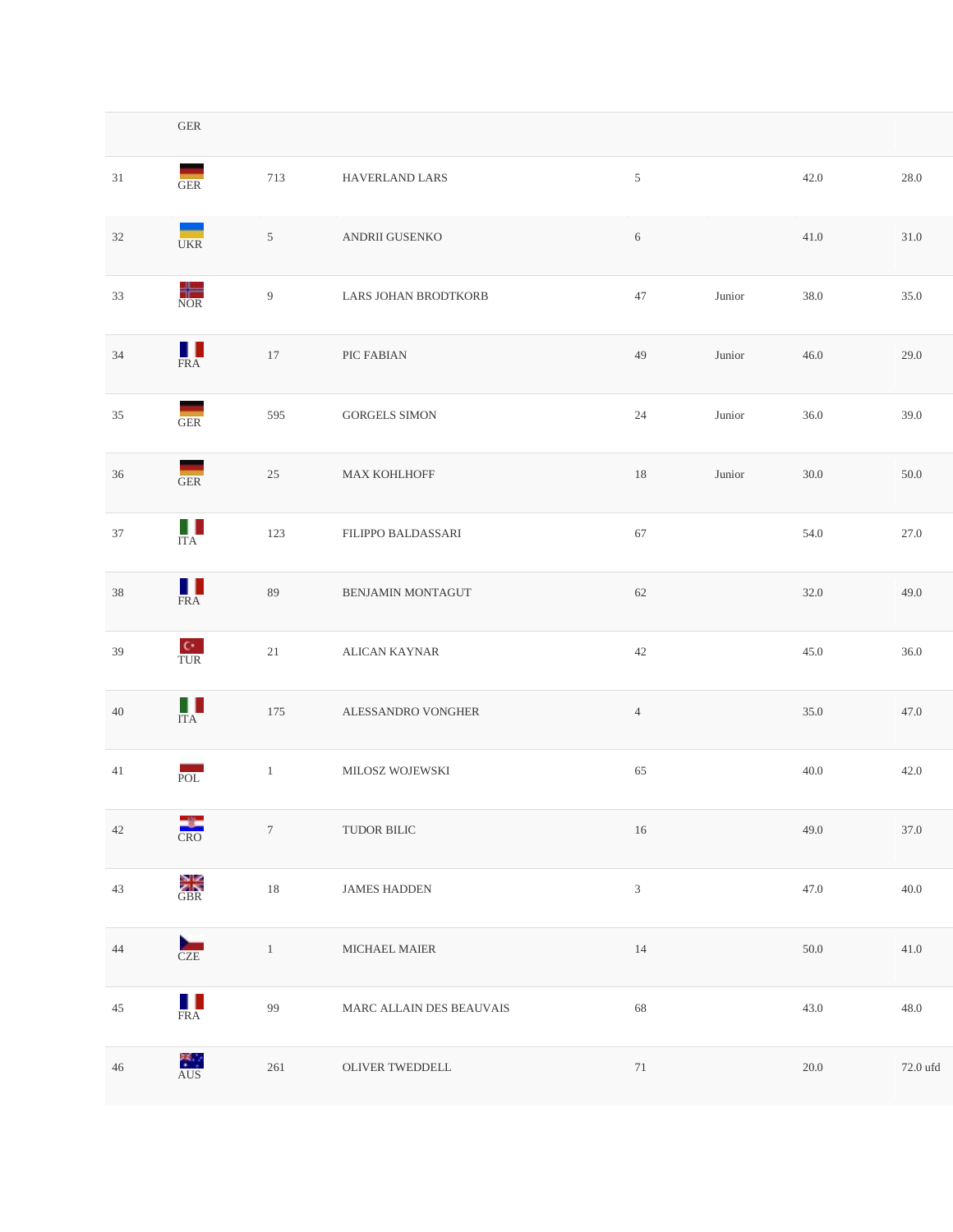| | | | | | | | |
|---|---|---|---|---|---|---|---|
| | GER | | | | | | |
| 31 | GER | 713 | HAVERLAND LARS | 5 | | 42.0 | 28.0 |
| 32 | UKR | 5 | ANDRII GUSENKO | 6 | | 41.0 | 31.0 |
| 33 | NOR | 9 | LARS JOHAN BRODTKORB | 47 | Junior | 38.0 | 35.0 |
| 34 | FRA | 17 | PIC FABIAN | 49 | Junior | 46.0 | 29.0 |
| 35 | GER | 595 | GORGELS SIMON | 24 | Junior | 36.0 | 39.0 |
| 36 | GER | 25 | MAX KOHLHOFF | 18 | Junior | 30.0 | 50.0 |
| 37 | ITA | 123 | FILIPPO BALDASSARI | 67 | | 54.0 | 27.0 |
| 38 | FRA | 89 | BENJAMIN MONTAGUT | 62 | | 32.0 | 49.0 |
| 39 | TUR | 21 | ALICAN KAYNAR | 42 | | 45.0 | 36.0 |
| 40 | ITA | 175 | ALESSANDRO VONGHER | 4 | | 35.0 | 47.0 |
| 41 | POL | 1 | MILOSZ WOJEWSKI | 65 | | 40.0 | 42.0 |
| 42 | CRO | 7 | TUDOR BILIC | 16 | | 49.0 | 37.0 |
| 43 | GBR | 18 | JAMES HADDEN | 3 | | 47.0 | 40.0 |
| 44 | CZE | 1 | MICHAEL MAIER | 14 | | 50.0 | 41.0 |
| 45 | FRA | 99 | MARC ALLAIN DES BEAUVAIS | 68 | | 43.0 | 48.0 |
| 46 | AUS | 261 | OLIVER TWEDDELL | 71 | | 20.0 | 72.0 ufd |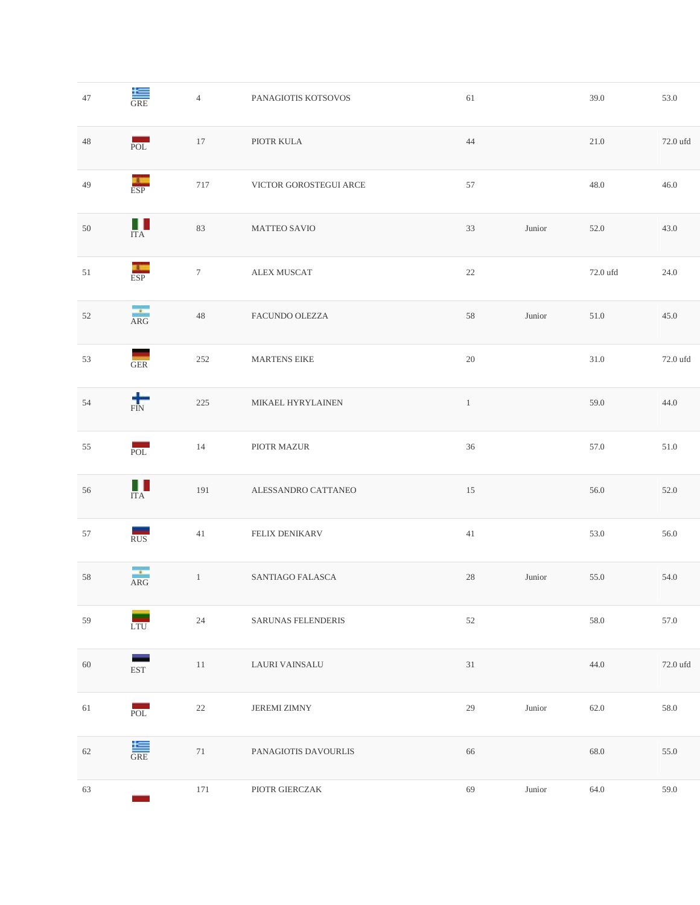| | | | | | | | |
|---|---|---|---|---|---|---|---|
| 47 | GRE | 4 | PANAGIOTIS KOTSOVOS | 61 | | 39.0 | 53.0 |
| 48 | POL | 17 | PIOTR KULA | 44 | | 21.0 | 72.0 ufd |
| 49 | ESP | 717 | VICTOR GOROSTEGUI ARCE | 57 | | 48.0 | 46.0 |
| 50 | ITA | 83 | MATTEO SAVIO | 33 | Junior | 52.0 | 43.0 |
| 51 | ESP | 7 | ALEX MUSCAT | 22 | | 72.0 ufd | 24.0 |
| 52 | ARG | 48 | FACUNDO OLEZZA | 58 | Junior | 51.0 | 45.0 |
| 53 | GER | 252 | MARTENS EIKE | 20 | | 31.0 | 72.0 ufd |
| 54 | FIN | 225 | MIKAEL HYRYLAINEN | 1 | | 59.0 | 44.0 |
| 55 | POL | 14 | PIOTR MAZUR | 36 | | 57.0 | 51.0 |
| 56 | ITA | 191 | ALESSANDRO CATTANEO | 15 | | 56.0 | 52.0 |
| 57 | RUS | 41 | FELIX DENIKARV | 41 | | 53.0 | 56.0 |
| 58 | ARG | 1 | SANTIAGO FALASCA | 28 | Junior | 55.0 | 54.0 |
| 59 | LTU | 24 | SARUNAS FELENDERIS | 52 | | 58.0 | 57.0 |
| 60 | EST | 11 | LAURI VAINSALU | 31 | | 44.0 | 72.0 ufd |
| 61 | POL | 22 | JEREMI ZIMNY | 29 | Junior | 62.0 | 58.0 |
| 62 | GRE | 71 | PANAGIOTIS DAVOURLIS | 66 | | 68.0 | 55.0 |
| 63 | | 171 | PIOTR GIERCZAK | 69 | Junior | 64.0 | 59.0 |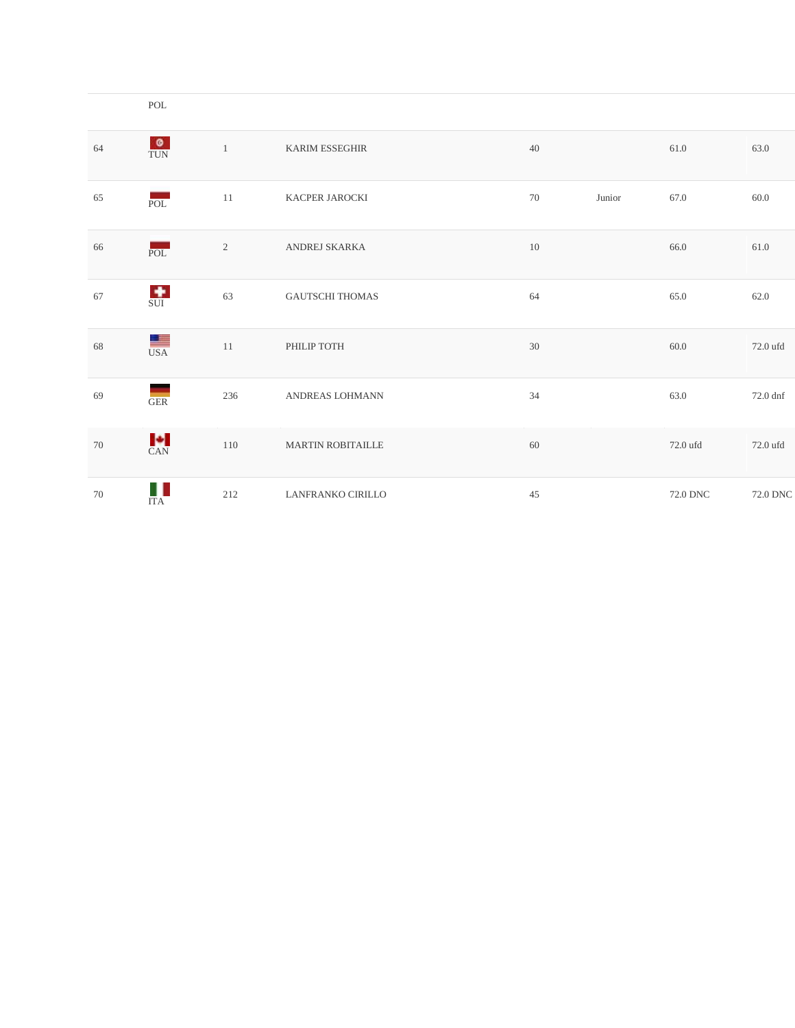| | | | | | | | |
|---|---|---|---|---|---|---|---|
| | POL | | | | | | |
| 64 | TUN | 1 | KARIM ESSEGHIR | 40 | | 61.0 | 63.0 |
| 65 | POL | 11 | KACPER JAROCKI | 70 | Junior | 67.0 | 60.0 |
| 66 | POL | 2 | ANDREJ SKARKA | 10 | | 66.0 | 61.0 |
| 67 | SUI | 63 | GAUTSCHI THOMAS | 64 | | 65.0 | 62.0 |
| 68 | USA | 11 | PHILIP TOTH | 30 | | 60.0 | 72.0 ufd |
| 69 | GER | 236 | ANDREAS LOHMANN | 34 | | 63.0 | 72.0 dnf |
| 70 | CAN | 110 | MARTIN ROBITAILLE | 60 | | 72.0 ufd | 72.0 ufd |
| 70 | ITA | 212 | LANFRANKO CIRILLO | 45 | | 72.0 DNC | 72.0 DNC |